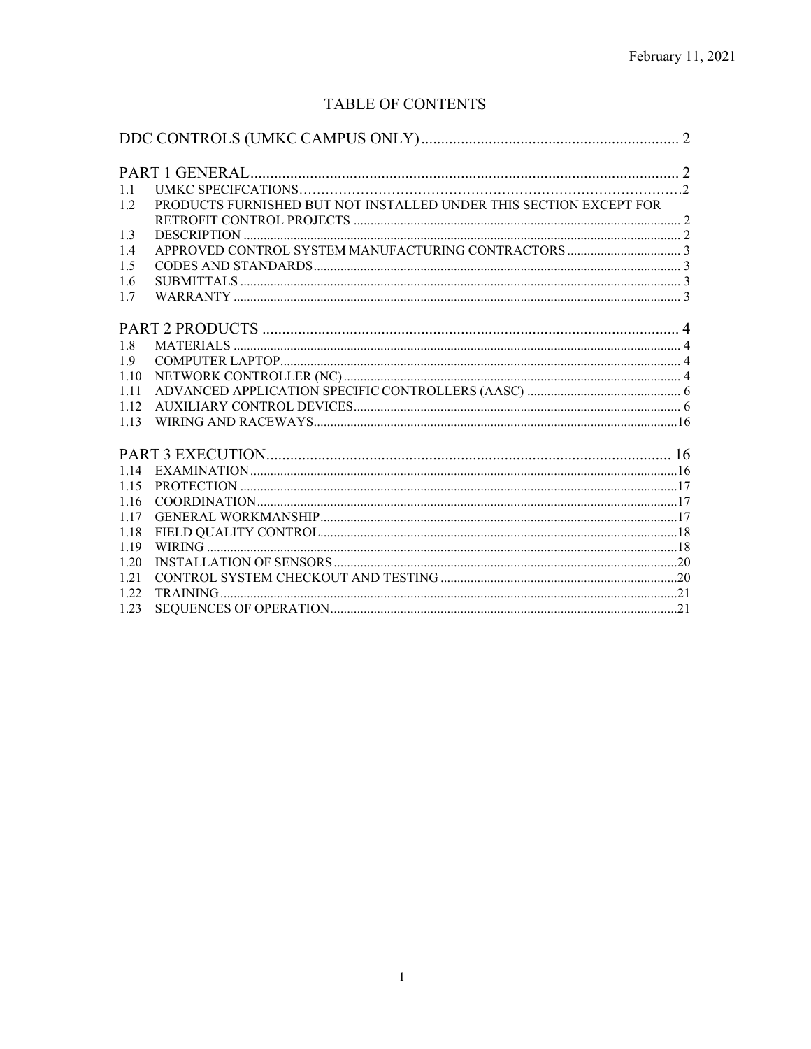February 11, 2021

# TABLE OF CONTENTS

DDC CONTROLS (UMKC CAMPUS ONLY) ................................................................. 2

PART 1 GENERAL ........................................................................................................ 2

- 1.1 UMKC SPECIFCATIONS .......................................................................................2
- 1.2 PRODUCTS FURNISHED BUT NOT INSTALLED UNDER THIS SECTION EXCEPT FOR RETROFIT CONTROL PROJECTS ............................................................................. 2
- 1.3 DESCRIPTION ........................................................................................................ 2
- 1.4 APPROVED CONTROL SYSTEM MANUFACTURING CONTRACTORS ...................... 3
- 1.5 CODES AND STANDARDS ..................................................................................... 3
- 1.6 SUBMITTALS .......................................................................................................... 3
- 1.7 WARRANTY ............................................................................................................ 3

PART 2 PRODUCTS ...................................................................................................... 4

- 1.8 MATERIALS ............................................................................................................ 4
- 1.9 COMPUTER LAPTOP ............................................................................................. 4
- 1.10 NETWORK CONTROLLER (NC) ............................................................................ 4
- 1.11 ADVANCED APPLICATION SPECIFIC CONTROLLERS (AASC) ............................ 6
- 1.12 AUXILIARY CONTROL DEVICES ......................................................................... 6
- 1.13 WIRING AND RACEWAYS ................................................................................... 16

PART 3 EXECUTION .................................................................................................... 16

- 1.14 EXAMINATION ....................................................................................................... 16
- 1.15 PROTECTION ........................................................................................................ 17
- 1.16 COORDINATION .................................................................................................... 17
- 1.17 GENERAL WORKMANSHIP .................................................................................. 17
- 1.18 FIELD QUALITY CONTROL .................................................................................. 18
- 1.19 WIRING .................................................................................................................. 18
- 1.20 INSTALLATION OF SENSORS .............................................................................. 20
- 1.21 CONTROL SYSTEM CHECKOUT AND TESTING .................................................. 20
- 1.22 TRAINING ............................................................................................................... 21
- 1.23 SEQUENCES OF OPERATION .............................................................................. 21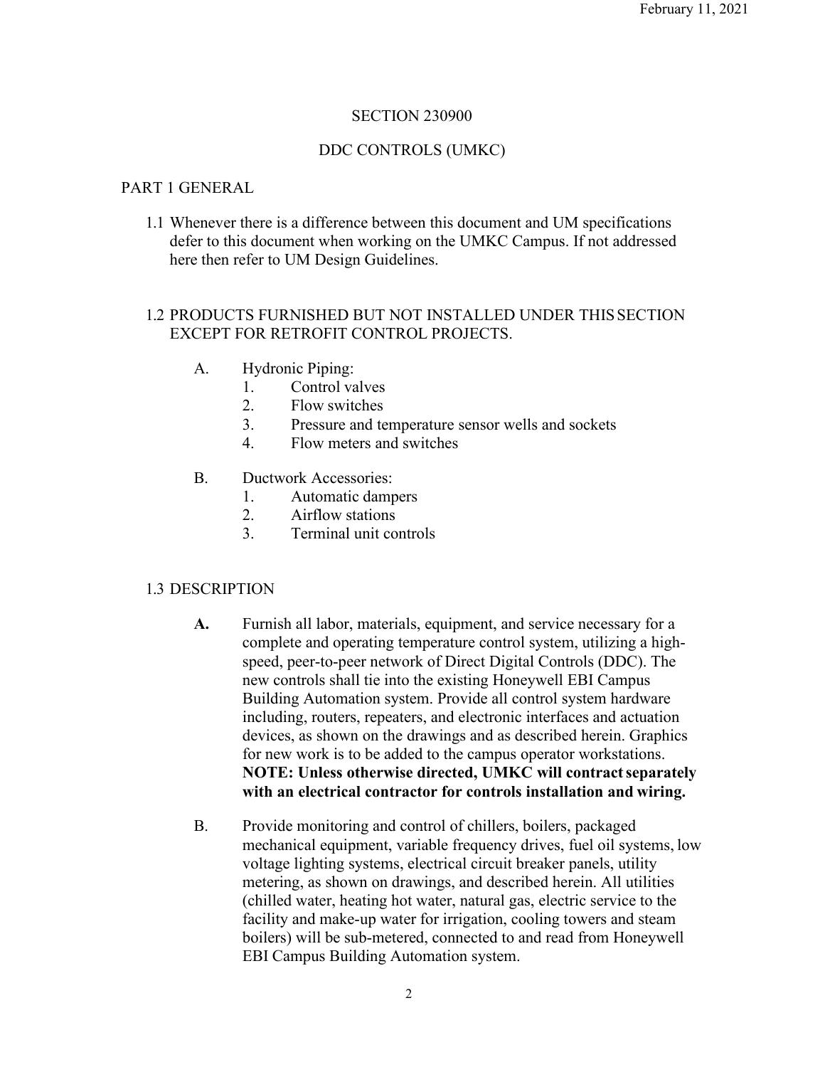SECTION 230900

DDC CONTROLS (UMKC)

PART 1 GENERAL

1.1 Whenever there is a difference between this document and UM specifications defer to this document when working on the UMKC Campus. If not addressed here then refer to UM Design Guidelines.

1.2 PRODUCTS FURNISHED BUT NOT INSTALLED UNDER THIS SECTION EXCEPT FOR RETROFIT CONTROL PROJECTS.

A. Hydronic Piping:
   1. Control valves
   2. Flow switches
   3. Pressure and temperature sensor wells and sockets
   4. Flow meters and switches

B. Ductwork Accessories:
   1. Automatic dampers
   2. Airflow stations
   3. Terminal unit controls

1.3 DESCRIPTION

**A.** Furnish all labor, materials, equipment, and service necessary for a complete and operating temperature control system, utilizing a high-speed, peer-to-peer network of Direct Digital Controls (DDC). The new controls shall tie into the existing Honeywell EBI Campus Building Automation system. Provide all control system hardware including, routers, repeaters, and electronic interfaces and actuation devices, as shown on the drawings and as described herein. Graphics for new work is to be added to the campus operator workstations. **NOTE: Unless otherwise directed, UMKC will contract separately with an electrical contractor for controls installation and wiring.**

B. Provide monitoring and control of chillers, boilers, packaged mechanical equipment, variable frequency drives, fuel oil systems, low voltage lighting systems, electrical circuit breaker panels, utility metering, as shown on drawings, and described herein. All utilities (chilled water, heating hot water, natural gas, electric service to the facility and make-up water for irrigation, cooling towers and steam boilers) will be sub-metered, connected to and read from Honeywell EBI Campus Building Automation system.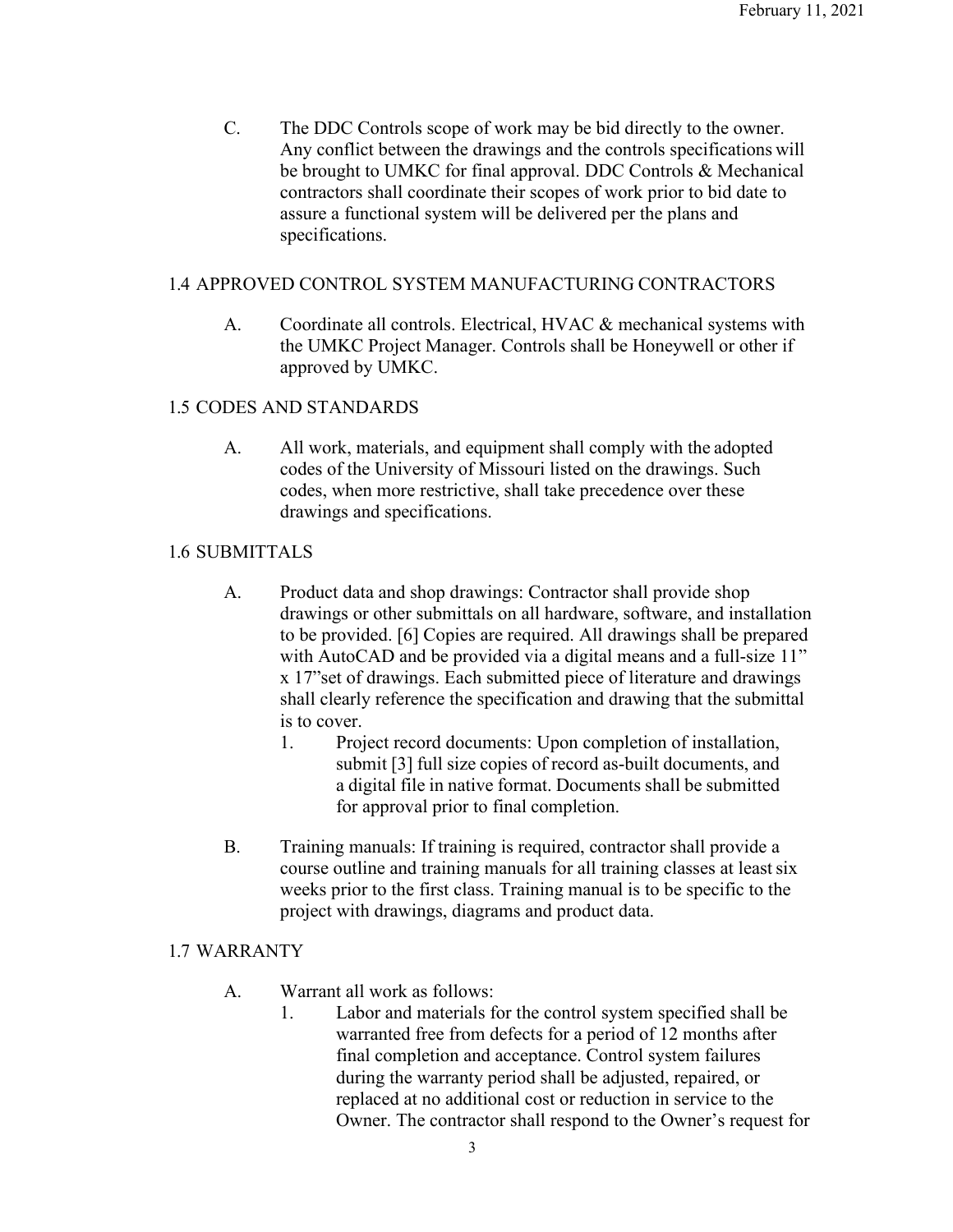C. The DDC Controls scope of work may be bid directly to the owner. Any conflict between the drawings and the controls specifications will be brought to UMKC for final approval. DDC Controls & Mechanical contractors shall coordinate their scopes of work prior to bid date to assure a functional system will be delivered per the plans and specifications.

## 1.4 APPROVED CONTROL SYSTEM MANUFACTURING CONTRACTORS

A. Coordinate all controls. Electrical, HVAC & mechanical systems with the UMKC Project Manager. Controls shall be Honeywell or other if approved by UMKC.

## 1.5 CODES AND STANDARDS

A. All work, materials, and equipment shall comply with the adopted codes of the University of Missouri listed on the drawings. Such codes, when more restrictive, shall take precedence over these drawings and specifications.

## 1.6 SUBMITTALS

A. Product data and shop drawings: Contractor shall provide shop drawings or other submittals on all hardware, software, and installation to be provided. [6] Copies are required. All drawings shall be prepared with AutoCAD and be provided via a digital means and a full-size 11” x 17”set of drawings. Each submitted piece of literature and drawings shall clearly reference the specification and drawing that the submittal is to cover.

1. Project record documents: Upon completion of installation, submit [3] full size copies of record as-built documents, and a digital file in native format. Documents shall be submitted for approval prior to final completion.

B. Training manuals: If training is required, contractor shall provide a course outline and training manuals for all training classes at least six weeks prior to the first class. Training manual is to be specific to the project with drawings, diagrams and product data.

## 1.7 WARRANTY

A. Warrant all work as follows:

1. Labor and materials for the control system specified shall be warranted free from defects for a period of 12 months after final completion and acceptance. Control system failures during the warranty period shall be adjusted, repaired, or replaced at no additional cost or reduction in service to the Owner. The contractor shall respond to the Owner’s request for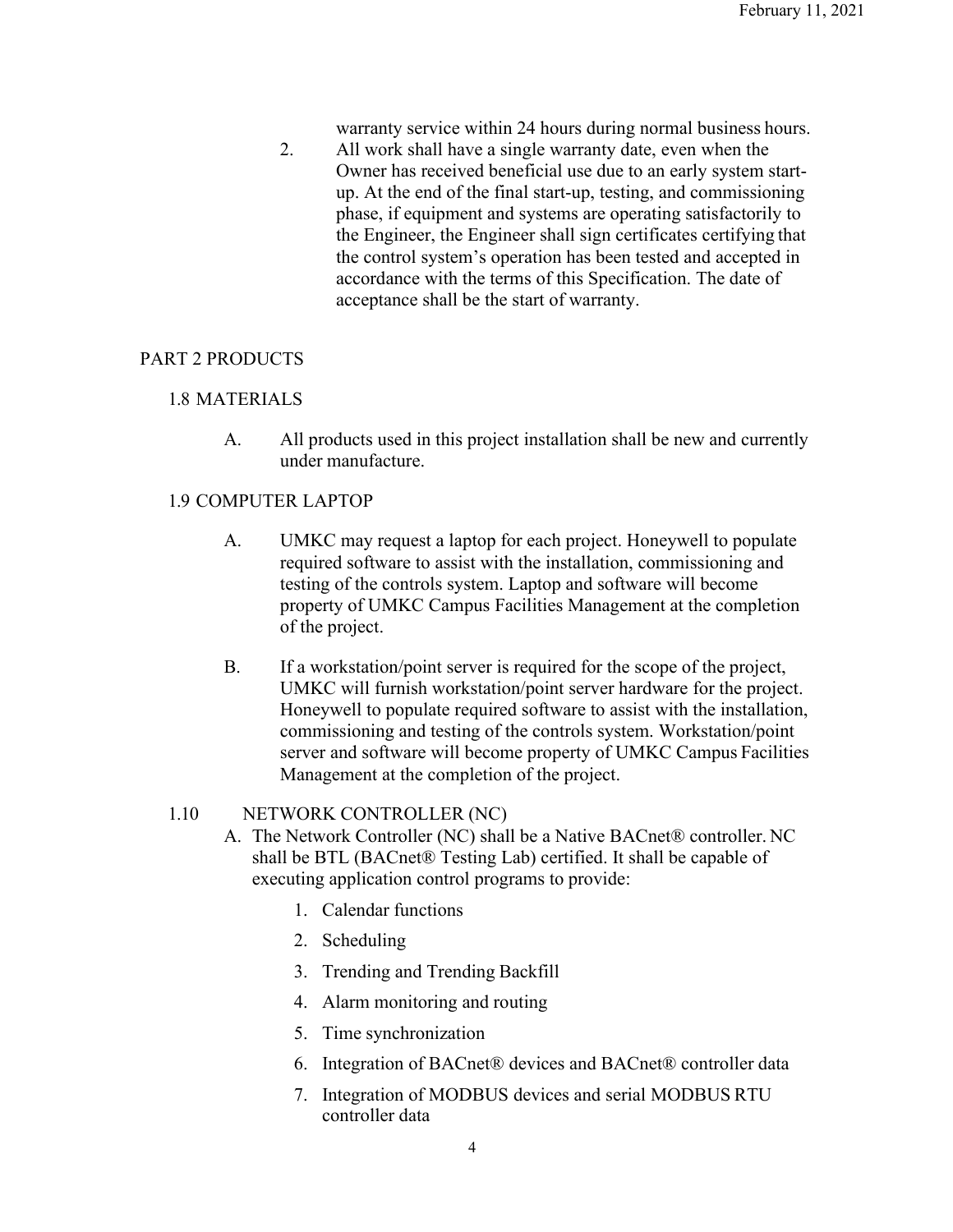warranty service within 24 hours during normal business hours.

2. All work shall have a single warranty date, even when the Owner has received beneficial use due to an early system start-up. At the end of the final start-up, testing, and commissioning phase, if equipment and systems are operating satisfactorily to the Engineer, the Engineer shall sign certificates certifying that the control system's operation has been tested and accepted in accordance with the terms of this Specification. The date of acceptance shall be the start of warranty.

## PART 2 PRODUCTS

### 1.8 MATERIALS

A. All products used in this project installation shall be new and currently under manufacture.

### 1.9 COMPUTER LAPTOP

A. UMKC may request a laptop for each project. Honeywell to populate required software to assist with the installation, commissioning and testing of the controls system. Laptop and software will become property of UMKC Campus Facilities Management at the completion of the project.

B. If a workstation/point server is required for the scope of the project, UMKC will furnish workstation/point server hardware for the project. Honeywell to populate required software to assist with the installation, commissioning and testing of the controls system. Workstation/point server and software will become property of UMKC Campus Facilities Management at the completion of the project.

### 1.10 NETWORK CONTROLLER (NC)

A. The Network Controller (NC) shall be a Native BACnet® controller. NC shall be BTL (BACnet® Testing Lab) certified. It shall be capable of executing application control programs to provide:

1. Calendar functions
2. Scheduling
3. Trending and Trending Backfill
4. Alarm monitoring and routing
5. Time synchronization
6. Integration of BACnet® devices and BACnet® controller data
7. Integration of MODBUS devices and serial MODBUS RTU controller data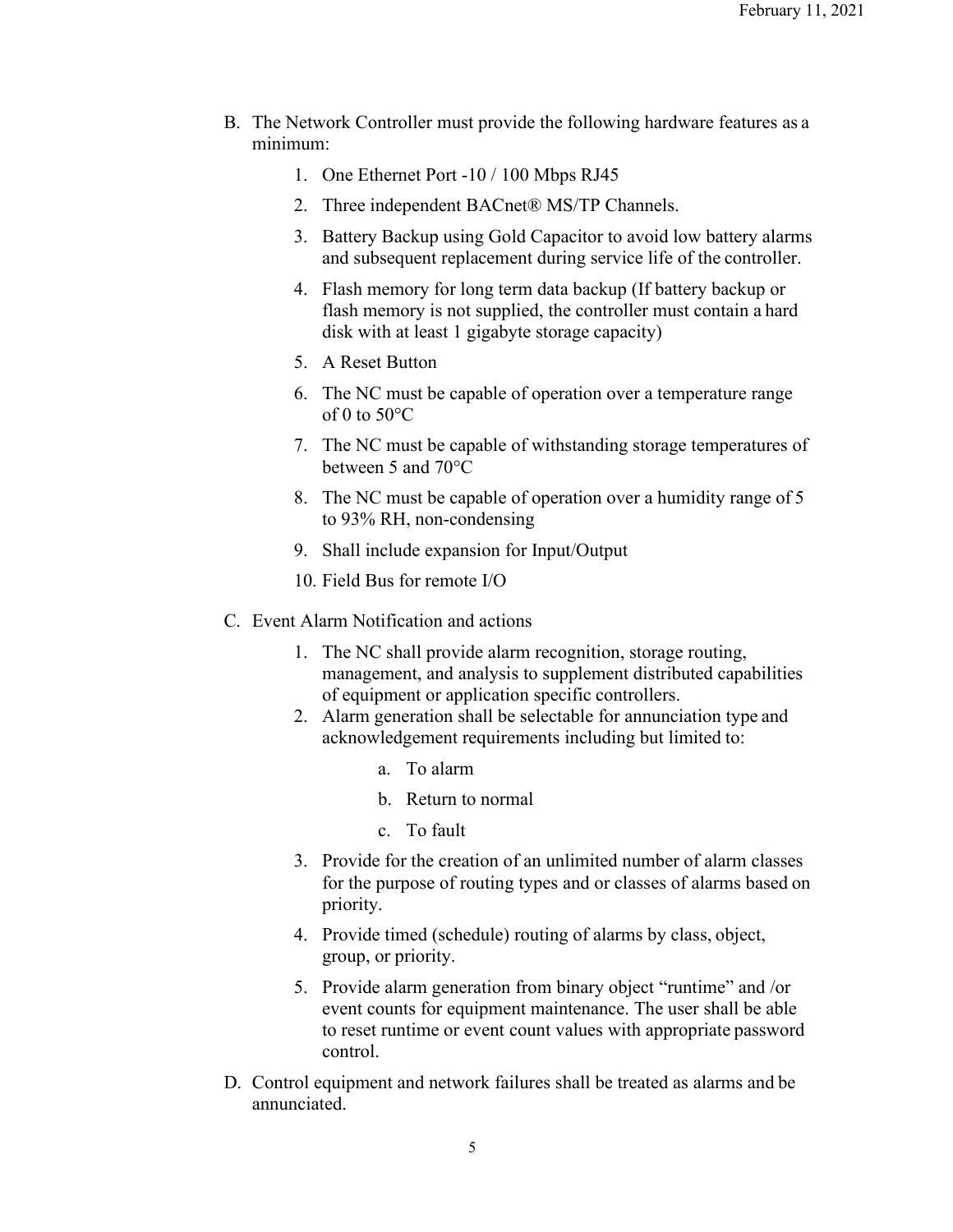B. The Network Controller must provide the following hardware features as a minimum:

1. One Ethernet Port -10 / 100 Mbps RJ45
2. Three independent BACnet® MS/TP Channels.
3. Battery Backup using Gold Capacitor to avoid low battery alarms and subsequent replacement during service life of the controller.
4. Flash memory for long term data backup (If battery backup or flash memory is not supplied, the controller must contain a hard disk with at least 1 gigabyte storage capacity)
5. A Reset Button
6. The NC must be capable of operation over a temperature range of 0 to 50°C
7. The NC must be capable of withstanding storage temperatures of between 5 and 70°C
8. The NC must be capable of operation over a humidity range of 5 to 93% RH, non-condensing
9. Shall include expansion for Input/Output
10. Field Bus for remote I/O

C. Event Alarm Notification and actions

1. The NC shall provide alarm recognition, storage routing, management, and analysis to supplement distributed capabilities of equipment or application specific controllers.
2. Alarm generation shall be selectable for annunciation type and acknowledgement requirements including but limited to:
   a. To alarm
   b. Return to normal
   c. To fault
3. Provide for the creation of an unlimited number of alarm classes for the purpose of routing types and or classes of alarms based on priority.
4. Provide timed (schedule) routing of alarms by class, object, group, or priority.
5. Provide alarm generation from binary object "runtime" and /or event counts for equipment maintenance. The user shall be able to reset runtime or event count values with appropriate password control.

D. Control equipment and network failures shall be treated as alarms and be annunciated.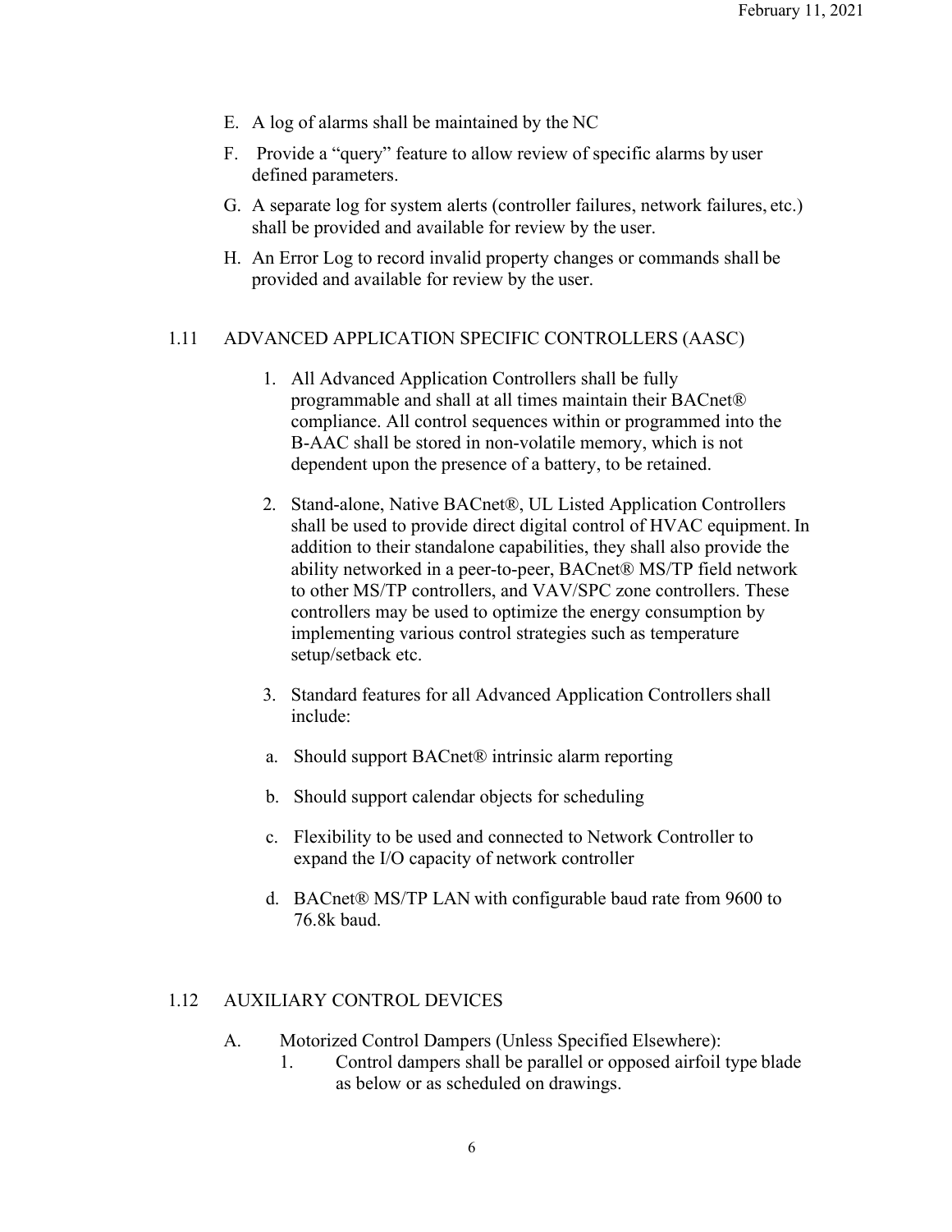E. A log of alarms shall be maintained by the NC

F. Provide a "query" feature to allow review of specific alarms by user defined parameters.

G. A separate log for system alerts (controller failures, network failures, etc.) shall be provided and available for review by the user.

H. An Error Log to record invalid property changes or commands shall be provided and available for review by the user.

## 1.11 ADVANCED APPLICATION SPECIFIC CONTROLLERS (AASC)

1. All Advanced Application Controllers shall be fully programmable and shall at all times maintain their BACnet® compliance. All control sequences within or programmed into the B-AAC shall be stored in non-volatile memory, which is not dependent upon the presence of a battery, to be retained.

2. Stand-alone, Native BACnet®, UL Listed Application Controllers shall be used to provide direct digital control of HVAC equipment. In addition to their standalone capabilities, they shall also provide the ability networked in a peer-to-peer, BACnet® MS/TP field network to other MS/TP controllers, and VAV/SPC zone controllers. These controllers may be used to optimize the energy consumption by implementing various control strategies such as temperature setup/setback etc.

3. Standard features for all Advanced Application Controllers shall include:

   a. Should support BACnet® intrinsic alarm reporting

   b. Should support calendar objects for scheduling

   c. Flexibility to be used and connected to Network Controller to expand the I/O capacity of network controller

   d. BACnet® MS/TP LAN with configurable baud rate from 9600 to 76.8k baud.

## 1.12 AUXILIARY CONTROL DEVICES

A. Motorized Control Dampers (Unless Specified Elsewhere):

   1. Control dampers shall be parallel or opposed airfoil type blade as below or as scheduled on drawings.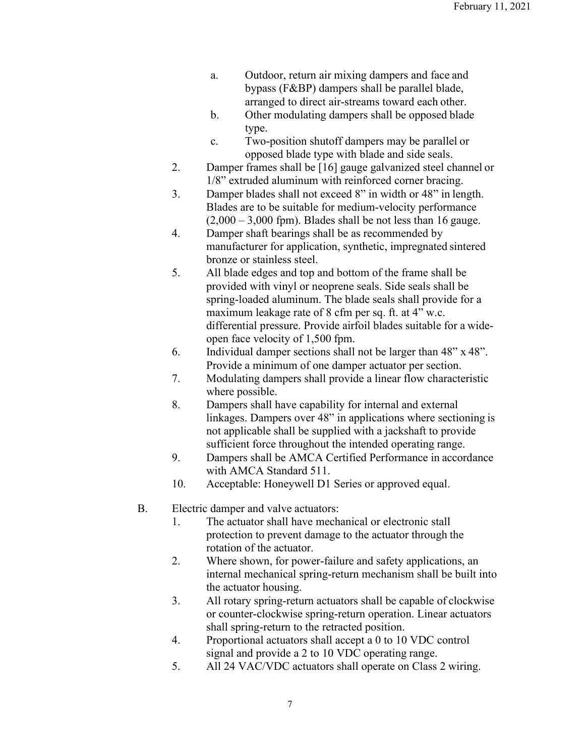a. Outdoor, return air mixing dampers and face and bypass (F&BP) dampers shall be parallel blade, arranged to direct air-streams toward each other.
b. Other modulating dampers shall be opposed blade type.
c. Two-position shutoff dampers may be parallel or opposed blade type with blade and side seals.

2. Damper frames shall be [16] gauge galvanized steel channel or 1/8" extruded aluminum with reinforced corner bracing.
3. Damper blades shall not exceed 8" in width or 48" in length. Blades are to be suitable for medium-velocity performance (2,000 – 3,000 fpm). Blades shall be not less than 16 gauge.
4. Damper shaft bearings shall be as recommended by manufacturer for application, synthetic, impregnated sintered bronze or stainless steel.
5. All blade edges and top and bottom of the frame shall be provided with vinyl or neoprene seals. Side seals shall be spring-loaded aluminum. The blade seals shall provide for a maximum leakage rate of 8 cfm per sq. ft. at 4" w.c. differential pressure. Provide airfoil blades suitable for a wide-open face velocity of 1,500 fpm.
6. Individual damper sections shall not be larger than 48" x 48". Provide a minimum of one damper actuator per section.
7. Modulating dampers shall provide a linear flow characteristic where possible.
8. Dampers shall have capability for internal and external linkages. Dampers over 48" in applications where sectioning is not applicable shall be supplied with a jackshaft to provide sufficient force throughout the intended operating range.
9. Dampers shall be AMCA Certified Performance in accordance with AMCA Standard 511.
10. Acceptable: Honeywell D1 Series or approved equal.

B. Electric damper and valve actuators:

1. The actuator shall have mechanical or electronic stall protection to prevent damage to the actuator through the rotation of the actuator.
2. Where shown, for power-failure and safety applications, an internal mechanical spring-return mechanism shall be built into the actuator housing.
3. All rotary spring-return actuators shall be capable of clockwise or counter-clockwise spring-return operation. Linear actuators shall spring-return to the retracted position.
4. Proportional actuators shall accept a 0 to 10 VDC control signal and provide a 2 to 10 VDC operating range.
5. All 24 VAC/VDC actuators shall operate on Class 2 wiring.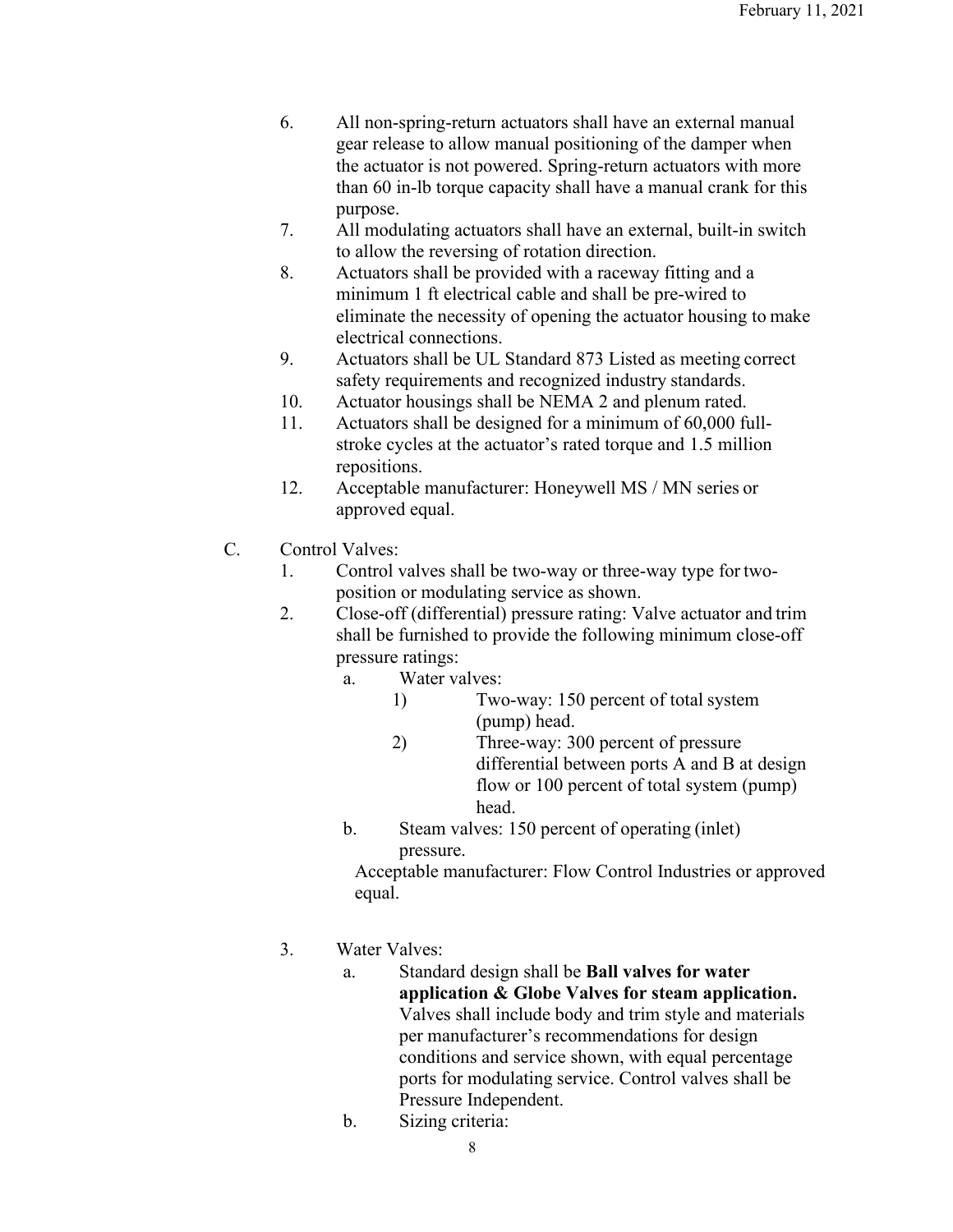6. All non-spring-return actuators shall have an external manual gear release to allow manual positioning of the damper when the actuator is not powered. Spring-return actuators with more than 60 in-lb torque capacity shall have a manual crank for this purpose.
7. All modulating actuators shall have an external, built-in switch to allow the reversing of rotation direction.
8. Actuators shall be provided with a raceway fitting and a minimum 1 ft electrical cable and shall be pre-wired to eliminate the necessity of opening the actuator housing to make electrical connections.
9. Actuators shall be UL Standard 873 Listed as meeting correct safety requirements and recognized industry standards.
10. Actuator housings shall be NEMA 2 and plenum rated.
11. Actuators shall be designed for a minimum of 60,000 full-stroke cycles at the actuator's rated torque and 1.5 million repositions.
12. Acceptable manufacturer: Honeywell MS / MN series or approved equal.

C. Control Valves:

1. Control valves shall be two-way or three-way type for two-position or modulating service as shown.
2. Close-off (differential) pressure rating: Valve actuator and trim shall be furnished to provide the following minimum close-off pressure ratings:
   a. Water valves:
      1) Two-way: 150 percent of total system (pump) head.
      2) Three-way: 300 percent of pressure differential between ports A and B at design flow or 100 percent of total system (pump) head.
   b. Steam valves: 150 percent of operating (inlet) pressure.

   Acceptable manufacturer: Flow Control Industries or approved equal.

3. Water Valves:
   a. Standard design shall be **Ball valves for water application & Globe Valves for steam application.** Valves shall include body and trim style and materials per manufacturer's recommendations for design conditions and service shown, with equal percentage ports for modulating service. Control valves shall be Pressure Independent.
   b. Sizing criteria: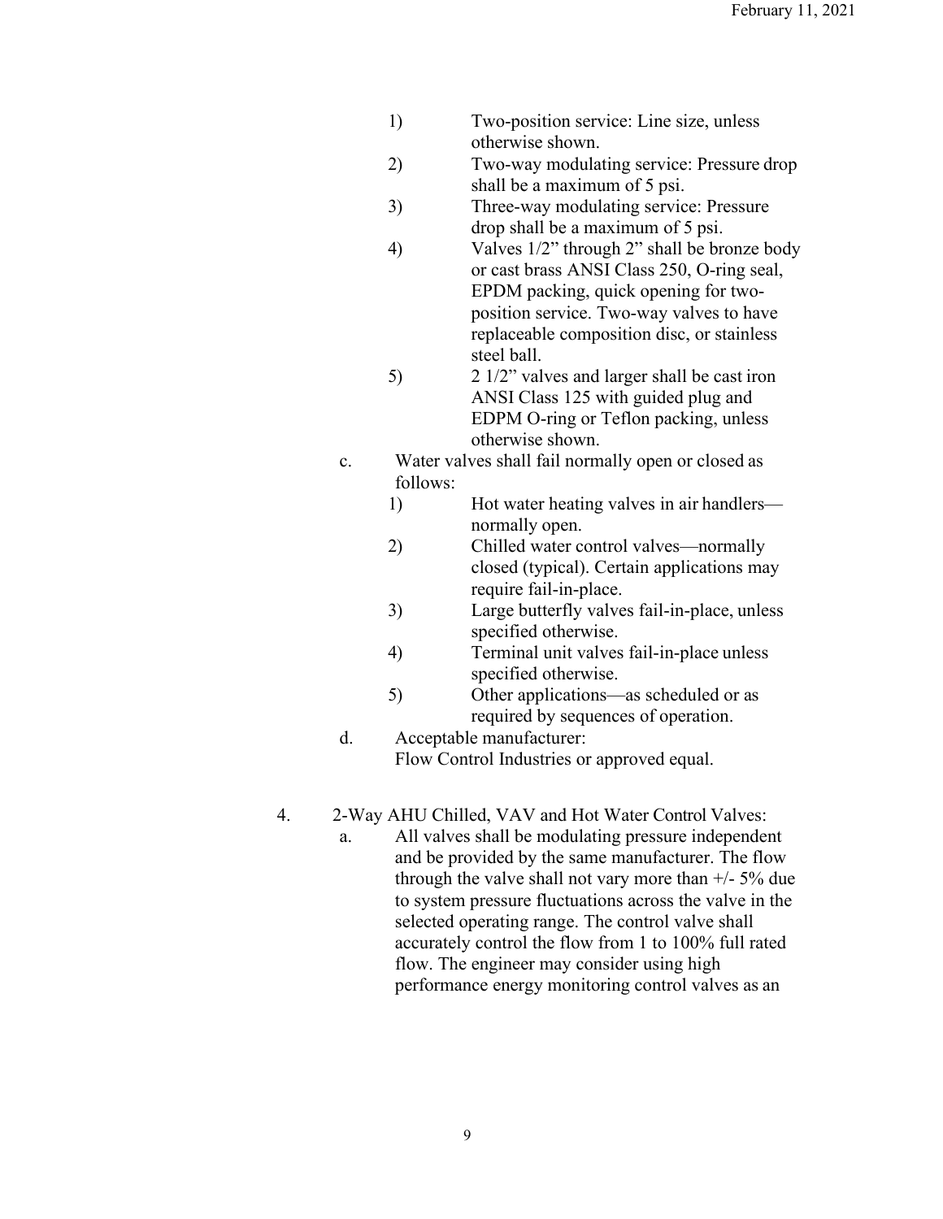1) Two-position service: Line size, unless otherwise shown.
2) Two-way modulating service: Pressure drop shall be a maximum of 5 psi.
3) Three-way modulating service: Pressure drop shall be a maximum of 5 psi.
4) Valves 1/2” through 2” shall be bronze body or cast brass ANSI Class 250, O-ring seal, EPDM packing, quick opening for two-position service. Two-way valves to have replaceable composition disc, or stainless steel ball.
5) 2 1/2” valves and larger shall be cast iron ANSI Class 125 with guided plug and EDPM O-ring or Teflon packing, unless otherwise shown.

c. Water valves shall fail normally open or closed as follows:

1) Hot water heating valves in air handlers—normally open.
2) Chilled water control valves—normally closed (typical). Certain applications may require fail-in-place.
3) Large butterfly valves fail-in-place, unless specified otherwise.
4) Terminal unit valves fail-in-place unless specified otherwise.
5) Other applications—as scheduled or as required by sequences of operation.

d. Acceptable manufacturer:
Flow Control Industries or approved equal.

4. 2-Way AHU Chilled, VAV and Hot Water Control Valves:

a. All valves shall be modulating pressure independent and be provided by the same manufacturer. The flow through the valve shall not vary more than +/- 5% due to system pressure fluctuations across the valve in the selected operating range. The control valve shall accurately control the flow from 1 to 100% full rated flow. The engineer may consider using high performance energy monitoring control valves as an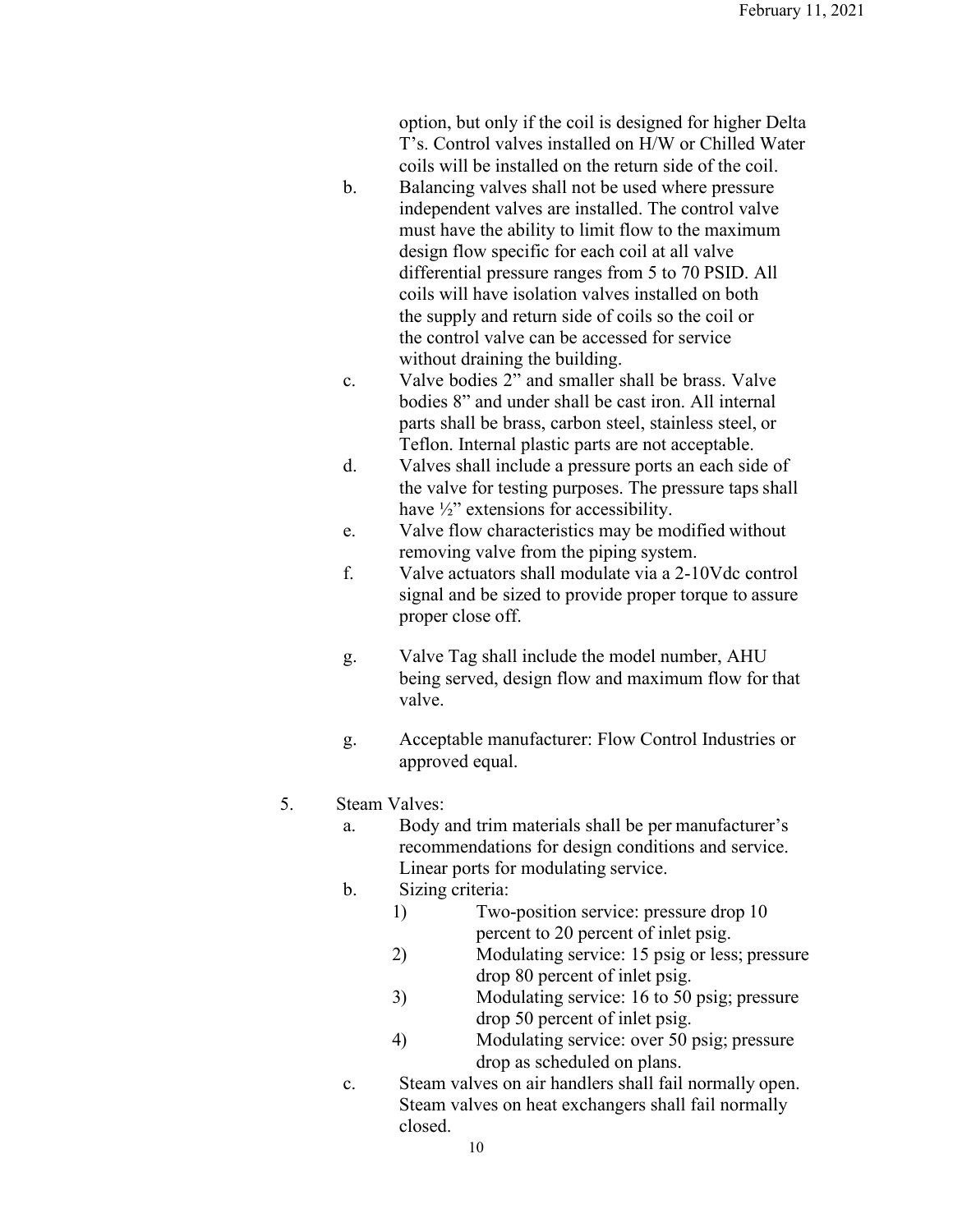option, but only if the coil is designed for higher Delta T's. Control valves installed on H/W or Chilled Water coils will be installed on the return side of the coil.

b. Balancing valves shall not be used where pressure independent valves are installed. The control valve must have the ability to limit flow to the maximum design flow specific for each coil at all valve differential pressure ranges from 5 to 70 PSID. All coils will have isolation valves installed on both the supply and return side of coils so the coil or the control valve can be accessed for service without draining the building.

c. Valve bodies 2" and smaller shall be brass. Valve bodies 8" and under shall be cast iron. All internal parts shall be brass, carbon steel, stainless steel, or Teflon. Internal plastic parts are not acceptable.

d. Valves shall include a pressure ports an each side of the valve for testing purposes. The pressure taps shall have ½" extensions for accessibility.

e. Valve flow characteristics may be modified without removing valve from the piping system.

f. Valve actuators shall modulate via a 2-10Vdc control signal and be sized to provide proper torque to assure proper close off.

g. Valve Tag shall include the model number, AHU being served, design flow and maximum flow for that valve.

g. Acceptable manufacturer: Flow Control Industries or approved equal.

5. Steam Valves:

a. Body and trim materials shall be per manufacturer's recommendations for design conditions and service. Linear ports for modulating service.

b. Sizing criteria:

1) Two-position service: pressure drop 10 percent to 20 percent of inlet psig.

2) Modulating service: 15 psig or less; pressure drop 80 percent of inlet psig.

3) Modulating service: 16 to 50 psig; pressure drop 50 percent of inlet psig.

4) Modulating service: over 50 psig; pressure drop as scheduled on plans.

c. Steam valves on air handlers shall fail normally open. Steam valves on heat exchangers shall fail normally closed.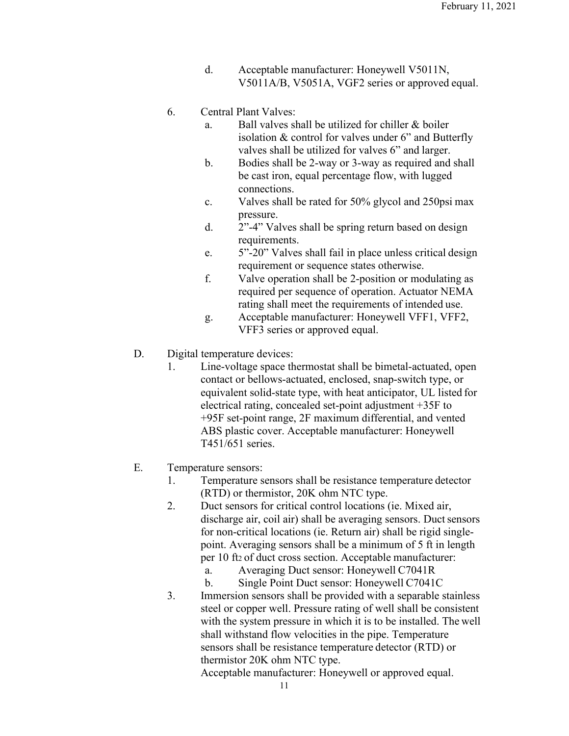d. Acceptable manufacturer: Honeywell V5011N, V5011A/B, V5051A, VGF2 series or approved equal.

6. Central Plant Valves:
   a. Ball valves shall be utilized for chiller & boiler isolation & control for valves under 6" and Butterfly valves shall be utilized for valves 6" and larger.
   b. Bodies shall be 2-way or 3-way as required and shall be cast iron, equal percentage flow, with lugged connections.
   c. Valves shall be rated for 50% glycol and 250psi max pressure.
   d. 2"-4" Valves shall be spring return based on design requirements.
   e. 5"-20" Valves shall fail in place unless critical design requirement or sequence states otherwise.
   f. Valve operation shall be 2-position or modulating as required per sequence of operation. Actuator NEMA rating shall meet the requirements of intended use.
   g. Acceptable manufacturer: Honeywell VFF1, VFF2, VFF3 series or approved equal.

D. Digital temperature devices:
   1. Line-voltage space thermostat shall be bimetal-actuated, open contact or bellows-actuated, enclosed, snap-switch type, or equivalent solid-state type, with heat anticipator, UL listed for electrical rating, concealed set-point adjustment +35F to +95F set-point range, 2F maximum differential, and vented ABS plastic cover. Acceptable manufacturer: Honeywell T451/651 series.

E. Temperature sensors:
   1. Temperature sensors shall be resistance temperature detector (RTD) or thermistor, 20K ohm NTC type.
   2. Duct sensors for critical control locations (ie. Mixed air, discharge air, coil air) shall be averaging sensors. Duct sensors for non-critical locations (ie. Return air) shall be rigid single-point. Averaging sensors shall be a minimum of 5 ft in length per 10 $ft^2$ of duct cross section. Acceptable manufacturer:
      a. Averaging Duct sensor: Honeywell C7041R
      b. Single Point Duct sensor: Honeywell C7041C
   3. Immersion sensors shall be provided with a separable stainless steel or copper well. Pressure rating of well shall be consistent with the system pressure in which it is to be installed. The well shall withstand flow velocities in the pipe. Temperature sensors shall be resistance temperature detector (RTD) or thermistor 20K ohm NTC type.
      Acceptable manufacturer: Honeywell or approved equal.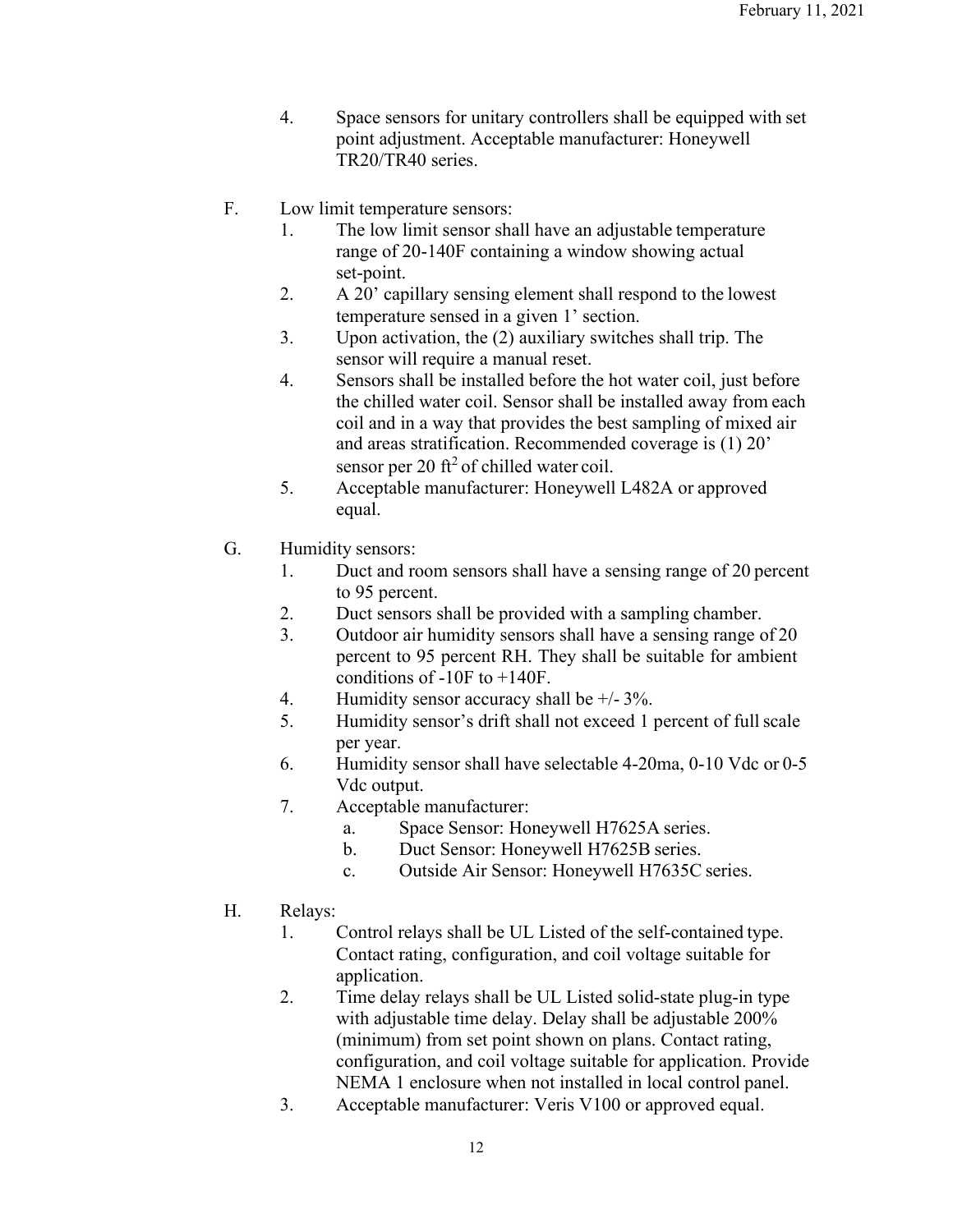4. Space sensors for unitary controllers shall be equipped with set point adjustment. Acceptable manufacturer: Honeywell TR20/TR40 series.

F. Low limit temperature sensors:

1. The low limit sensor shall have an adjustable temperature range of 20-140F containing a window showing actual set-point.
2. A 20' capillary sensing element shall respond to the lowest temperature sensed in a given 1' section.
3. Upon activation, the (2) auxiliary switches shall trip. The sensor will require a manual reset.
4. Sensors shall be installed before the hot water coil, just before the chilled water coil. Sensor shall be installed away from each coil and in a way that provides the best sampling of mixed air and areas stratification. Recommended coverage is (1) 20' sensor per 20 $ft^2$ of chilled water coil.
5. Acceptable manufacturer: Honeywell L482A or approved equal.

G. Humidity sensors:

1. Duct and room sensors shall have a sensing range of 20 percent to 95 percent.
2. Duct sensors shall be provided with a sampling chamber.
3. Outdoor air humidity sensors shall have a sensing range of 20 percent to 95 percent RH. They shall be suitable for ambient conditions of -10F to +140F.
4. Humidity sensor accuracy shall be +/- 3%.
5. Humidity sensor's drift shall not exceed 1 percent of full scale per year.
6. Humidity sensor shall have selectable 4-20ma, 0-10 Vdc or 0-5 Vdc output.
7. Acceptable manufacturer:
   a. Space Sensor: Honeywell H7625A series.
   b. Duct Sensor: Honeywell H7625B series.
   c. Outside Air Sensor: Honeywell H7635C series.

H. Relays:

1. Control relays shall be UL Listed of the self-contained type. Contact rating, configuration, and coil voltage suitable for application.
2. Time delay relays shall be UL Listed solid-state plug-in type with adjustable time delay. Delay shall be adjustable 200% (minimum) from set point shown on plans. Contact rating, configuration, and coil voltage suitable for application. Provide NEMA 1 enclosure when not installed in local control panel.
3. Acceptable manufacturer: Veris V100 or approved equal.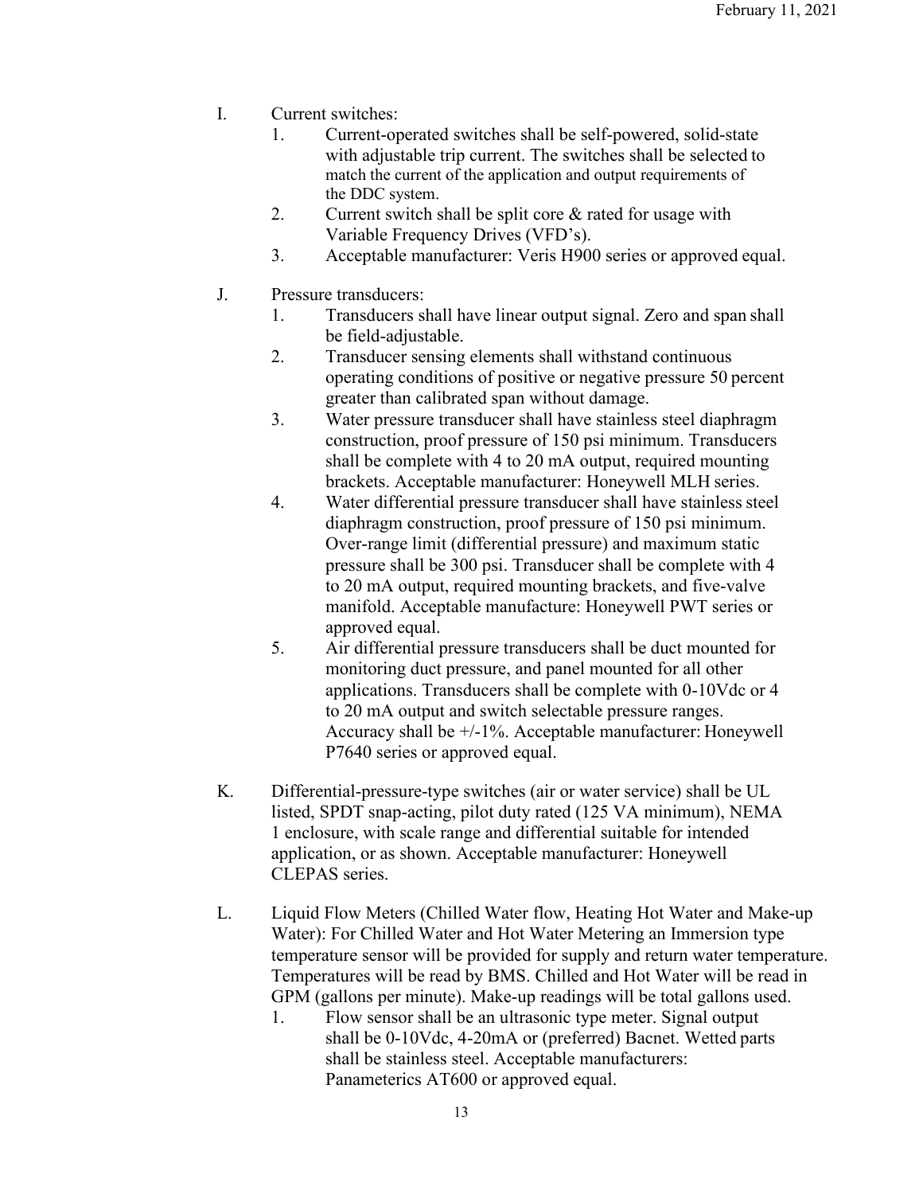I. Current switches:

1. Current-operated switches shall be self-powered, solid-state with adjustable trip current. The switches shall be selected to match the current of the application and output requirements of the DDC system.
2. Current switch shall be split core & rated for usage with Variable Frequency Drives (VFD's).
3. Acceptable manufacturer: Veris H900 series or approved equal.

J. Pressure transducers:

1. Transducers shall have linear output signal. Zero and span shall be field-adjustable.
2. Transducer sensing elements shall withstand continuous operating conditions of positive or negative pressure 50 percent greater than calibrated span without damage.
3. Water pressure transducer shall have stainless steel diaphragm construction, proof pressure of 150 psi minimum. Transducers shall be complete with 4 to 20 mA output, required mounting brackets. Acceptable manufacturer: Honeywell MLH series.
4. Water differential pressure transducer shall have stainless steel diaphragm construction, proof pressure of 150 psi minimum. Over-range limit (differential pressure) and maximum static pressure shall be 300 psi. Transducer shall be complete with 4 to 20 mA output, required mounting brackets, and five-valve manifold. Acceptable manufacture: Honeywell PWT series or approved equal.
5. Air differential pressure transducers shall be duct mounted for monitoring duct pressure, and panel mounted for all other applications. Transducers shall be complete with 0-10Vdc or 4 to 20 mA output and switch selectable pressure ranges. Accuracy shall be +/-1%. Acceptable manufacturer: Honeywell P7640 series or approved equal.

K. Differential-pressure-type switches (air or water service) shall be UL listed, SPDT snap-acting, pilot duty rated (125 VA minimum), NEMA 1 enclosure, with scale range and differential suitable for intended application, or as shown. Acceptable manufacturer: Honeywell CLEPAS series.

L. Liquid Flow Meters (Chilled Water flow, Heating Hot Water and Make-up Water): For Chilled Water and Hot Water Metering an Immersion type temperature sensor will be provided for supply and return water temperature. Temperatures will be read by BMS. Chilled and Hot Water will be read in GPM (gallons per minute). Make-up readings will be total gallons used.

1. Flow sensor shall be an ultrasonic type meter. Signal output shall be 0-10Vdc, 4-20mA or (preferred) Bacnet. Wetted parts shall be stainless steel. Acceptable manufacturers: Panametrics AT600 or approved equal.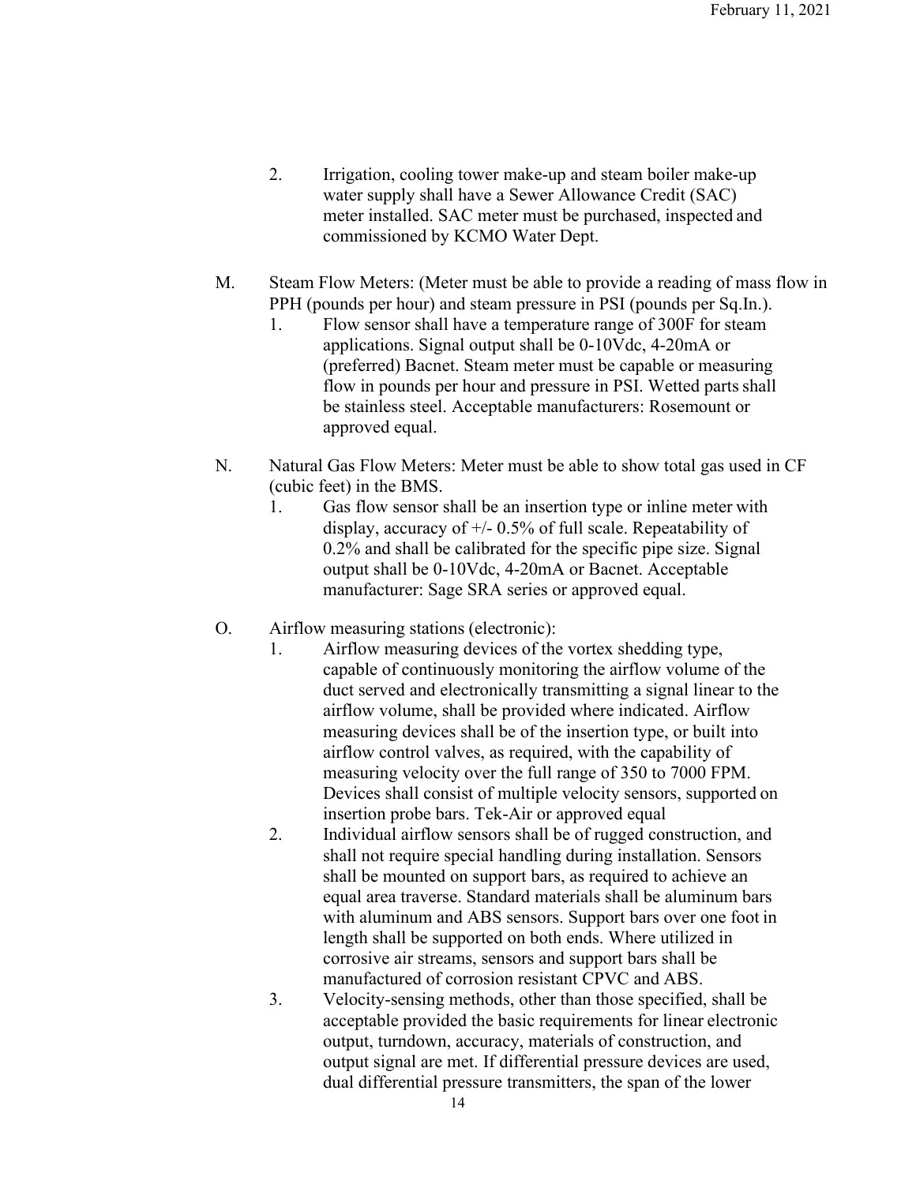2. Irrigation, cooling tower make-up and steam boiler make-up water supply shall have a Sewer Allowance Credit (SAC) meter installed. SAC meter must be purchased, inspected and commissioned by KCMO Water Dept.

M. Steam Flow Meters: (Meter must be able to provide a reading of mass flow in PPH (pounds per hour) and steam pressure in PSI (pounds per Sq.In.).

1. Flow sensor shall have a temperature range of 300F for steam applications. Signal output shall be 0-10Vdc, 4-20mA or (preferred) Bacnet. Steam meter must be capable or measuring flow in pounds per hour and pressure in PSI. Wetted parts shall be stainless steel. Acceptable manufacturers: Rosemount or approved equal.

N. Natural Gas Flow Meters: Meter must be able to show total gas used in CF (cubic feet) in the BMS.

1. Gas flow sensor shall be an insertion type or inline meter with display, accuracy of +/- 0.5% of full scale. Repeatability of 0.2% and shall be calibrated for the specific pipe size. Signal output shall be 0-10Vdc, 4-20mA or Bacnet. Acceptable manufacturer: Sage SRA series or approved equal.

O. Airflow measuring stations (electronic):

1. Airflow measuring devices of the vortex shedding type, capable of continuously monitoring the airflow volume of the duct served and electronically transmitting a signal linear to the airflow volume, shall be provided where indicated. Airflow measuring devices shall be of the insertion type, or built into airflow control valves, as required, with the capability of measuring velocity over the full range of 350 to 7000 FPM. Devices shall consist of multiple velocity sensors, supported on insertion probe bars. Tek-Air or approved equal
2. Individual airflow sensors shall be of rugged construction, and shall not require special handling during installation. Sensors shall be mounted on support bars, as required to achieve an equal area traverse. Standard materials shall be aluminum bars with aluminum and ABS sensors. Support bars over one foot in length shall be supported on both ends. Where utilized in corrosive air streams, sensors and support bars shall be manufactured of corrosion resistant CPVC and ABS.
3. Velocity-sensing methods, other than those specified, shall be acceptable provided the basic requirements for linear electronic output, turndown, accuracy, materials of construction, and output signal are met. If differential pressure devices are used, dual differential pressure transmitters, the span of the lower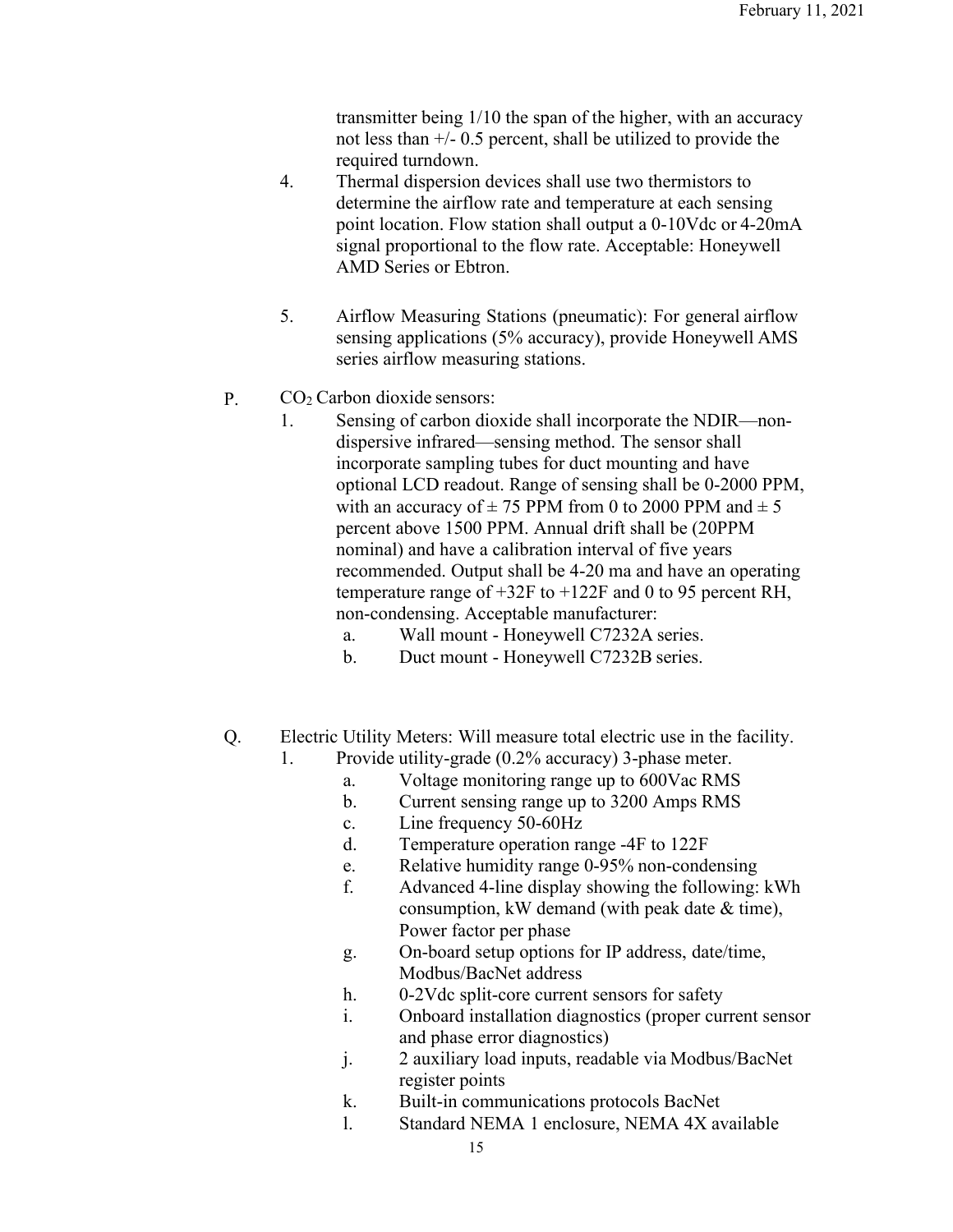transmitter being 1/10 the span of the higher, with an accuracy not less than +/- 0.5 percent, shall be utilized to provide the required turndown.

4. Thermal dispersion devices shall use two thermistors to determine the airflow rate and temperature at each sensing point location. Flow station shall output a 0-10Vdc or 4-20mA signal proportional to the flow rate. Acceptable: Honeywell AMD Series or Ebtron.

5. Airflow Measuring Stations (pneumatic): For general airflow sensing applications (5% accuracy), provide Honeywell AMS series airflow measuring stations.

P. $CO_2$ Carbon dioxide sensors:

1. Sensing of carbon dioxide shall incorporate the NDIR—non-dispersive infrared—sensing method. The sensor shall incorporate sampling tubes for duct mounting and have optional LCD readout. Range of sensing shall be 0-2000 PPM, with an accuracy of ± 75 PPM from 0 to 2000 PPM and ± 5 percent above 1500 PPM. Annual drift shall be (20PPM nominal) and have a calibration interval of five years recommended. Output shall be 4-20 ma and have an operating temperature range of +32F to +122F and 0 to 95 percent RH, non-condensing. Acceptable manufacturer:
   a. Wall mount - Honeywell C7232A series.
   b. Duct mount - Honeywell C7232B series.

Q. Electric Utility Meters: Will measure total electric use in the facility.

1. Provide utility-grade (0.2% accuracy) 3-phase meter.
   a. Voltage monitoring range up to 600Vac RMS
   b. Current sensing range up to 3200 Amps RMS
   c. Line frequency 50-60Hz
   d. Temperature operation range -4F to 122F
   e. Relative humidity range 0-95% non-condensing
   f. Advanced 4-line display showing the following: kWh consumption, kW demand (with peak date & time), Power factor per phase
   g. On-board setup options for IP address, date/time, Modbus/BacNet address
   h. 0-2Vdc split-core current sensors for safety
   i. Onboard installation diagnostics (proper current sensor and phase error diagnostics)
   j. 2 auxiliary load inputs, readable via Modbus/BacNet register points
   k. Built-in communications protocols BacNet
   l. Standard NEMA 1 enclosure, NEMA 4X available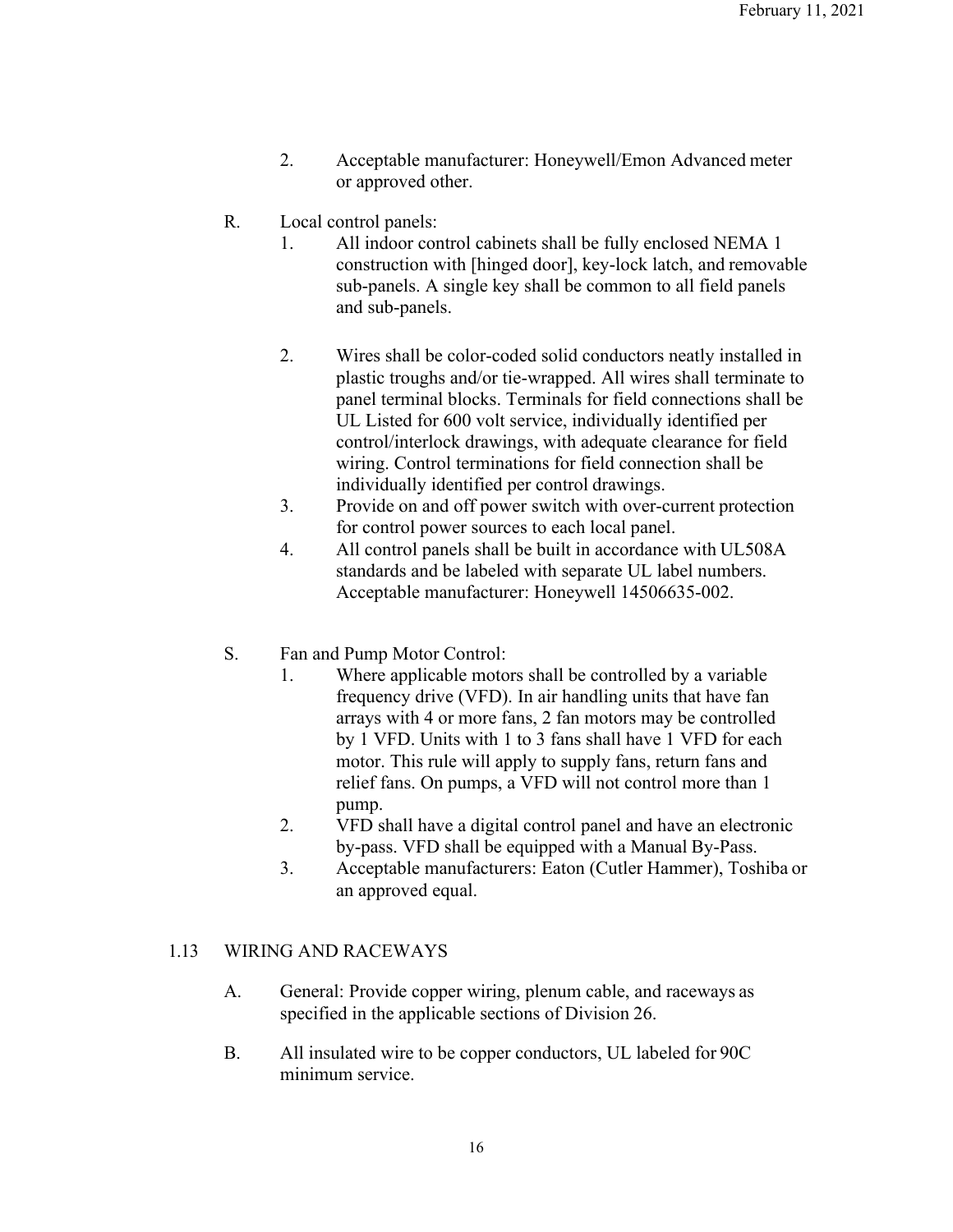2. Acceptable manufacturer: Honeywell/Emon Advanced meter or approved other.

R. Local control panels:

1. All indoor control cabinets shall be fully enclosed NEMA 1 construction with [hinged door], key-lock latch, and removable sub-panels. A single key shall be common to all field panels and sub-panels.

2. Wires shall be color-coded solid conductors neatly installed in plastic troughs and/or tie-wrapped. All wires shall terminate to panel terminal blocks. Terminals for field connections shall be UL Listed for 600 volt service, individually identified per control/interlock drawings, with adequate clearance for field wiring. Control terminations for field connection shall be individually identified per control drawings.
3. Provide on and off power switch with over-current protection for control power sources to each local panel.
4. All control panels shall be built in accordance with UL508A standards and be labeled with separate UL label numbers. Acceptable manufacturer: Honeywell 14506635-002.

S. Fan and Pump Motor Control:

1. Where applicable motors shall be controlled by a variable frequency drive (VFD). In air handling units that have fan arrays with 4 or more fans, 2 fan motors may be controlled by 1 VFD. Units with 1 to 3 fans shall have 1 VFD for each motor. This rule will apply to supply fans, return fans and relief fans. On pumps, a VFD will not control more than 1 pump.
2. VFD shall have a digital control panel and have an electronic by-pass. VFD shall be equipped with a Manual By-Pass.
3. Acceptable manufacturers: Eaton (Cutler Hammer), Toshiba or an approved equal.

## 1.13 WIRING AND RACEWAYS

A. General: Provide copper wiring, plenum cable, and raceways as specified in the applicable sections of Division 26.

B. All insulated wire to be copper conductors, UL labeled for 90C minimum service.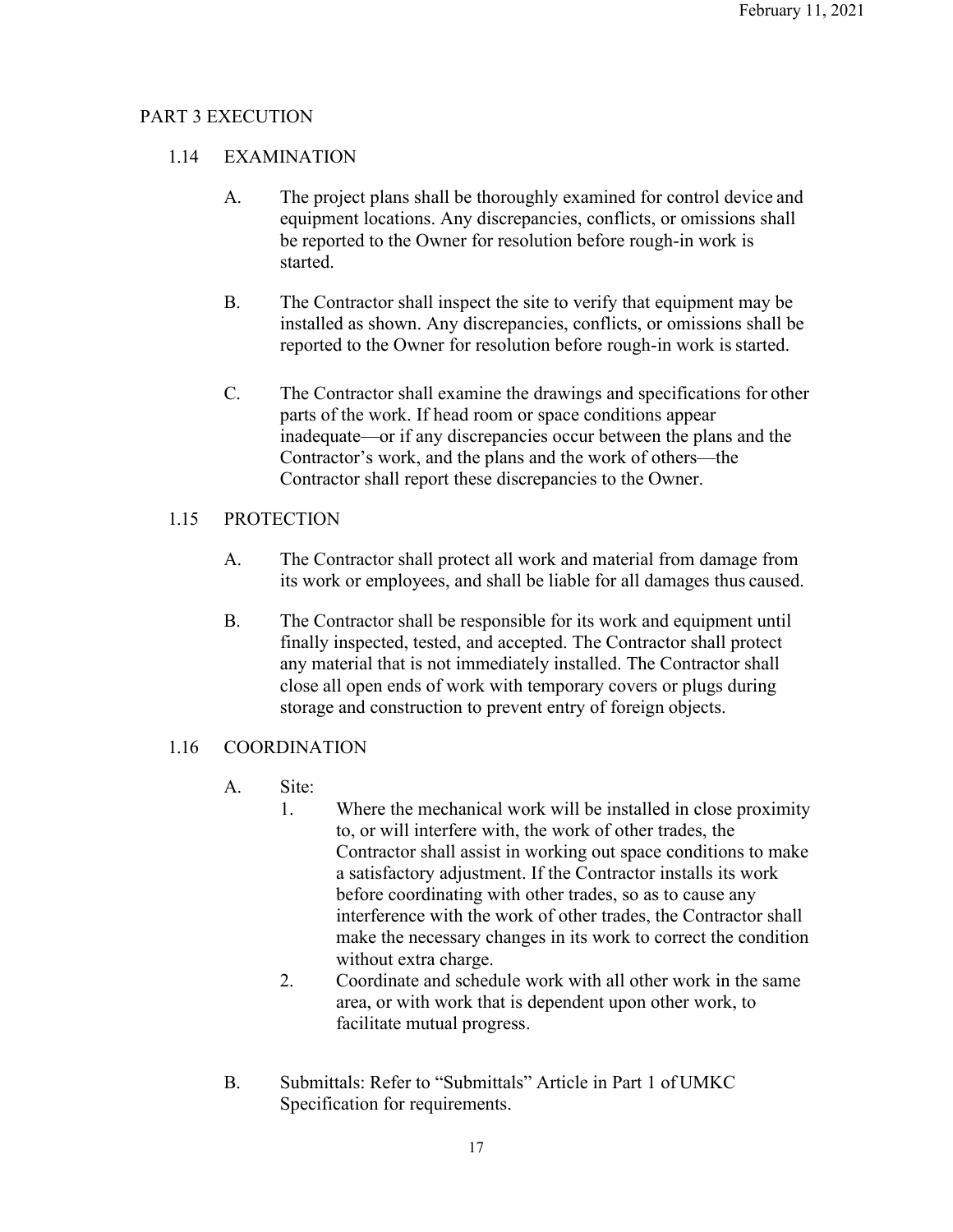## PART 3 EXECUTION

### 1.14 EXAMINATION

A. The project plans shall be thoroughly examined for control device and equipment locations. Any discrepancies, conflicts, or omissions shall be reported to the Owner for resolution before rough-in work is started.

B. The Contractor shall inspect the site to verify that equipment may be installed as shown. Any discrepancies, conflicts, or omissions shall be reported to the Owner for resolution before rough-in work is started.

C. The Contractor shall examine the drawings and specifications for other parts of the work. If head room or space conditions appear inadequate—or if any discrepancies occur between the plans and the Contractor's work, and the plans and the work of others—the Contractor shall report these discrepancies to the Owner.

### 1.15 PROTECTION

A. The Contractor shall protect all work and material from damage from its work or employees, and shall be liable for all damages thus caused.

B. The Contractor shall be responsible for its work and equipment until finally inspected, tested, and accepted. The Contractor shall protect any material that is not immediately installed. The Contractor shall close all open ends of work with temporary covers or plugs during storage and construction to prevent entry of foreign objects.

### 1.16 COORDINATION

A. Site:
   1. Where the mechanical work will be installed in close proximity to, or will interfere with, the work of other trades, the Contractor shall assist in working out space conditions to make a satisfactory adjustment. If the Contractor installs its work before coordinating with other trades, so as to cause any interference with the work of other trades, the Contractor shall make the necessary changes in its work to correct the condition without extra charge.
   2. Coordinate and schedule work with all other work in the same area, or with work that is dependent upon other work, to facilitate mutual progress.

B. Submittals: Refer to "Submittals" Article in Part 1 of UMKC Specification for requirements.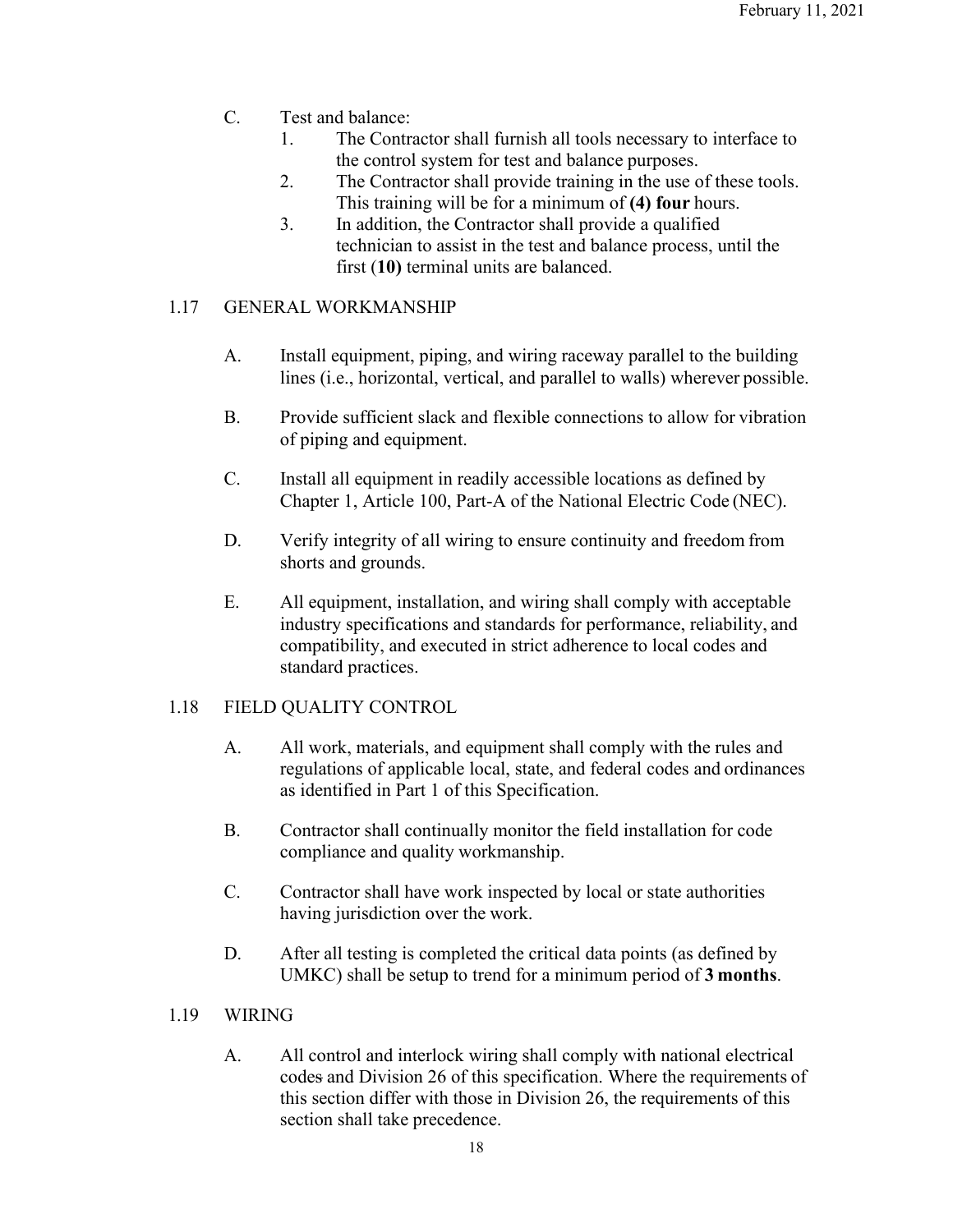C. Test and balance:

1. The Contractor shall furnish all tools necessary to interface to the control system for test and balance purposes.
2. The Contractor shall provide training in the use of these tools. This training will be for a minimum of **(4) four** hours.
3. In addition, the Contractor shall provide a qualified technician to assist in the test and balance process, until the first (**10)** terminal units are balanced.

## 1.17 GENERAL WORKMANSHIP

A. Install equipment, piping, and wiring raceway parallel to the building lines (i.e., horizontal, vertical, and parallel to walls) wherever possible.

B. Provide sufficient slack and flexible connections to allow for vibration of piping and equipment.

C. Install all equipment in readily accessible locations as defined by Chapter 1, Article 100, Part-A of the National Electric Code (NEC).

D. Verify integrity of all wiring to ensure continuity and freedom from shorts and grounds.

E. All equipment, installation, and wiring shall comply with acceptable industry specifications and standards for performance, reliability, and compatibility, and executed in strict adherence to local codes and standard practices.

## 1.18 FIELD QUALITY CONTROL

A. All work, materials, and equipment shall comply with the rules and regulations of applicable local, state, and federal codes and ordinances as identified in Part 1 of this Specification.

B. Contractor shall continually monitor the field installation for code compliance and quality workmanship.

C. Contractor shall have work inspected by local or state authorities having jurisdiction over the work.

D. After all testing is completed the critical data points (as defined by UMKC) shall be setup to trend for a minimum period of **3 months**.

## 1.19 WIRING

A. All control and interlock wiring shall comply with national electrical codes and Division 26 of this specification. Where the requirements of this section differ with those in Division 26, the requirements of this section shall take precedence.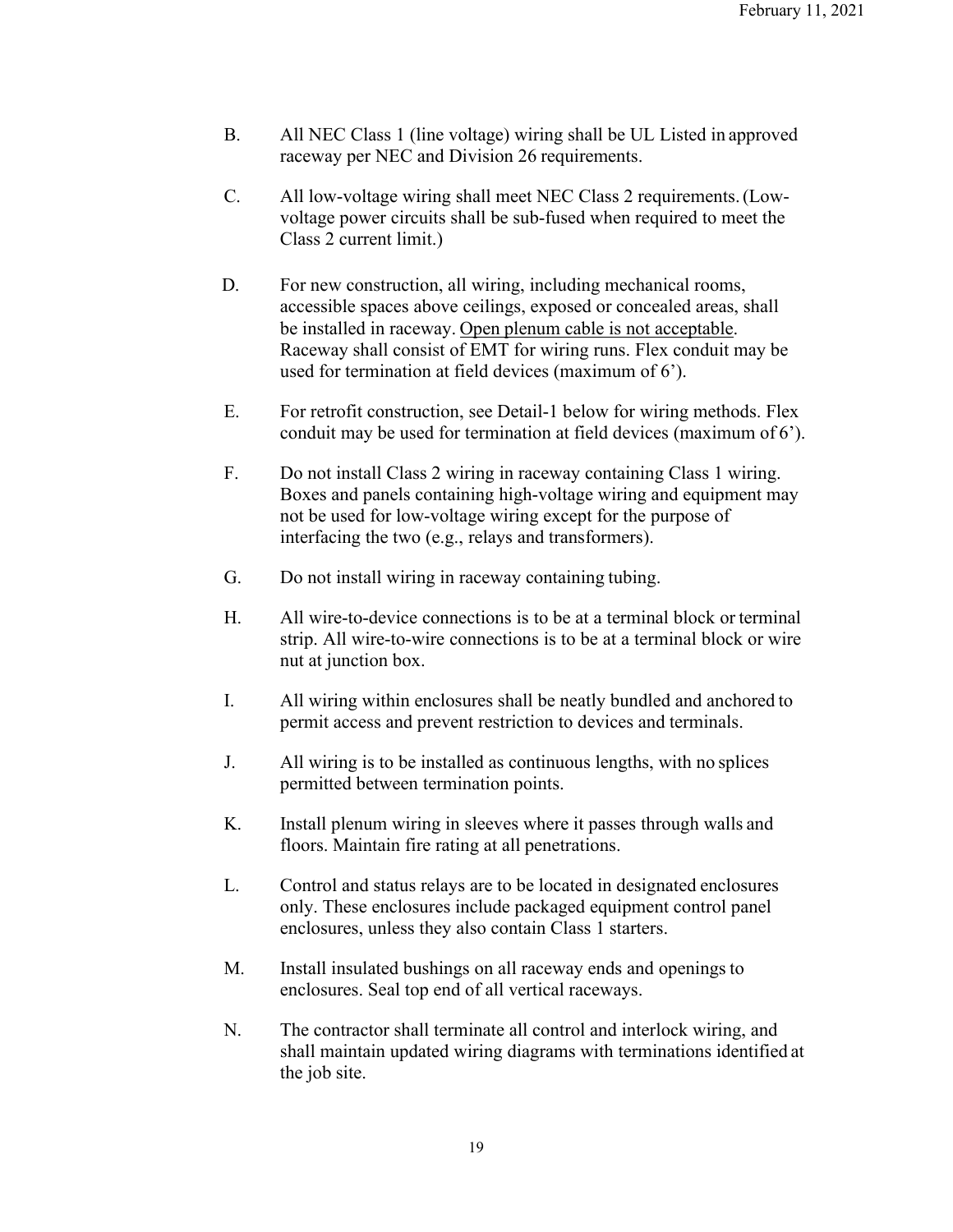B. All NEC Class 1 (line voltage) wiring shall be UL Listed in approved raceway per NEC and Division 26 requirements.

C. All low-voltage wiring shall meet NEC Class 2 requirements. (Low-voltage power circuits shall be sub-fused when required to meet the Class 2 current limit.)

D. For new construction, all wiring, including mechanical rooms, accessible spaces above ceilings, exposed or concealed areas, shall be installed in raceway. <u>Open plenum cable is not acceptable</u>. Raceway shall consist of EMT for wiring runs. Flex conduit may be used for termination at field devices (maximum of 6').

E. For retrofit construction, see Detail-1 below for wiring methods. Flex conduit may be used for termination at field devices (maximum of 6').

F. Do not install Class 2 wiring in raceway containing Class 1 wiring. Boxes and panels containing high-voltage wiring and equipment may not be used for low-voltage wiring except for the purpose of interfacing the two (e.g., relays and transformers).

G. Do not install wiring in raceway containing tubing.

H. All wire-to-device connections is to be at a terminal block or terminal strip. All wire-to-wire connections is to be at a terminal block or wire nut at junction box.

I. All wiring within enclosures shall be neatly bundled and anchored to permit access and prevent restriction to devices and terminals.

J. All wiring is to be installed as continuous lengths, with no splices permitted between termination points.

K. Install plenum wiring in sleeves where it passes through walls and floors. Maintain fire rating at all penetrations.

L. Control and status relays are to be located in designated enclosures only. These enclosures include packaged equipment control panel enclosures, unless they also contain Class 1 starters.

M. Install insulated bushings on all raceway ends and openings to enclosures. Seal top end of all vertical raceways.

N. The contractor shall terminate all control and interlock wiring, and shall maintain updated wiring diagrams with terminations identified at the job site.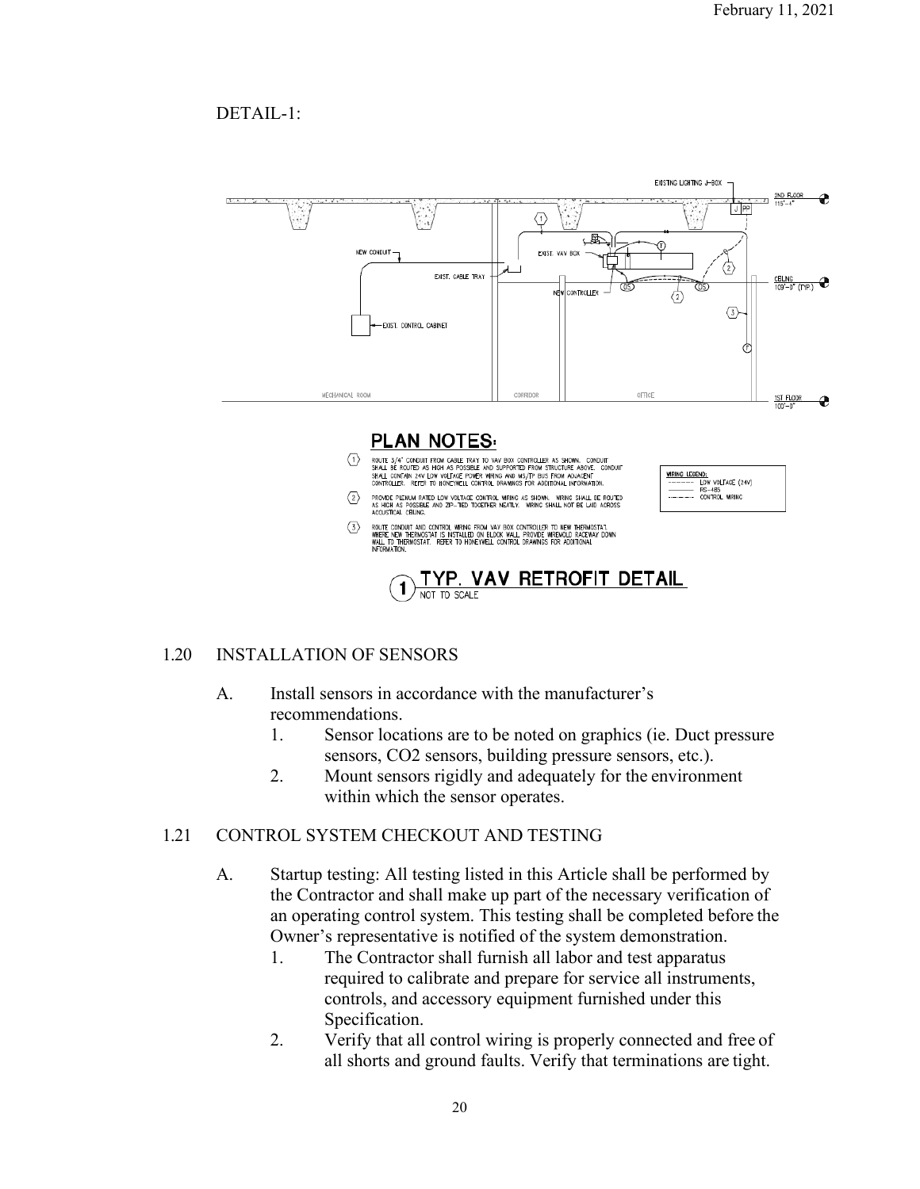DETAIL-1:

EXISTING LIGHTING J-BOX

2ND FLOOR 115'-4"

NEW CONDUIT

EXIST. VAV BOX

EXIST. CABLE TRAY

NEW CONTROLLER

CEILING 109'-0" (TYP.)

EXIST. CONTROL CABINET

MECHANICAL ROOM | CORRIDOR | OFFICE

1ST FLOOR 100'-0"

## PLAN NOTES:

1. ROUTE 3/4" CONDUIT FROM CABLE TRAY TO VAV BOX CONTROLLER AS SHOWN. CONDUIT SHALL BE ROUTED AS HIGH AS POSSIBLE AND SUPPORTED FROM STRUCTURE ABOVE. CONDUIT SHALL CONTAIN 24V LOW VOLTAGE POWER WIRING AND MS/TP BUS FROM ADJACENT CONTROLLER. REFER TO HONEYWELL CONTROL DRAWINGS FOR ADDITIONAL INFORMATION.
2. PROVIDE PLENUM RATED LOW VOLTAGE CONTROL WIRING AS SHOWN. WIRING SHALL BE ROUTED AS HIGH AS POSSIBLE AND ZIP-TIED TOGETHER NEATLY. WIRING SHALL NOT BE LAID ACROSS ACOUSTICAL CEILING.
3. ROUTE CONDUIT AND CONTROL WIRING FROM VAV BOX CONTROLLER TO NEW THERMOSTAT. WHERE NEW THERMOSTAT IS INSTALLED ON BLOCK WALL, PROVIDE WIREMOLD RACEWAY DOWN WALL TO THERMOSTAT. REFER TO HONEYWELL CONTROL DRAWINGS FOR ADDITIONAL INFORMATION.

WIRING LEGEND:
- LOW VOLTAGE (24V)
- RS-485
- CONTROL WIRING

**1 TYP. VAV RETROFIT DETAIL**
NOT TO SCALE

## 1.20 INSTALLATION OF SENSORS

A. Install sensors in accordance with the manufacturer's recommendations.
   1. Sensor locations are to be noted on graphics (ie. Duct pressure sensors, CO2 sensors, building pressure sensors, etc.).
   2. Mount sensors rigidly and adequately for the environment within which the sensor operates.

## 1.21 CONTROL SYSTEM CHECKOUT AND TESTING

A. Startup testing: All testing listed in this Article shall be performed by the Contractor and shall make up part of the necessary verification of an operating control system. This testing shall be completed before the Owner's representative is notified of the system demonstration.
   1. The Contractor shall furnish all labor and test apparatus required to calibrate and prepare for service all instruments, controls, and accessory equipment furnished under this Specification.
   2. Verify that all control wiring is properly connected and free of all shorts and ground faults. Verify that terminations are tight.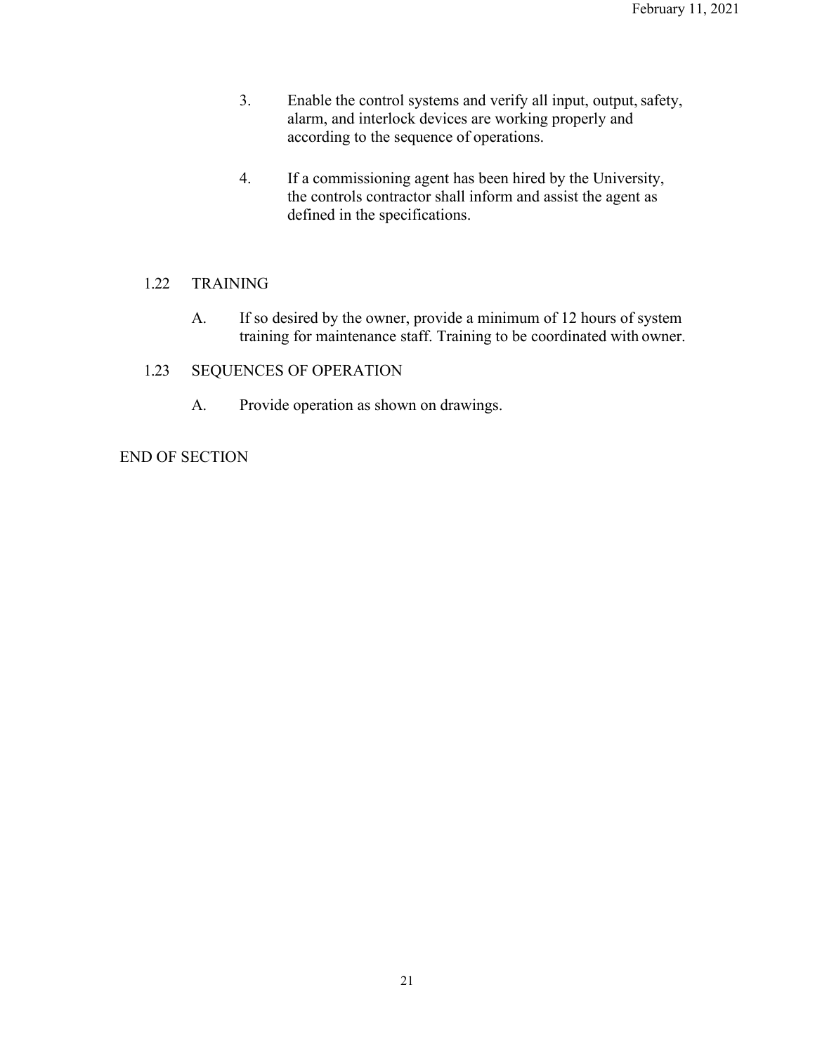3. Enable the control systems and verify all input, output, safety, alarm, and interlock devices are working properly and according to the sequence of operations.

4. If a commissioning agent has been hired by the University, the controls contractor shall inform and assist the agent as defined in the specifications.

## 1.22 TRAINING

A. If so desired by the owner, provide a minimum of 12 hours of system training for maintenance staff. Training to be coordinated with owner.

## 1.23 SEQUENCES OF OPERATION

A. Provide operation as shown on drawings.

END OF SECTION